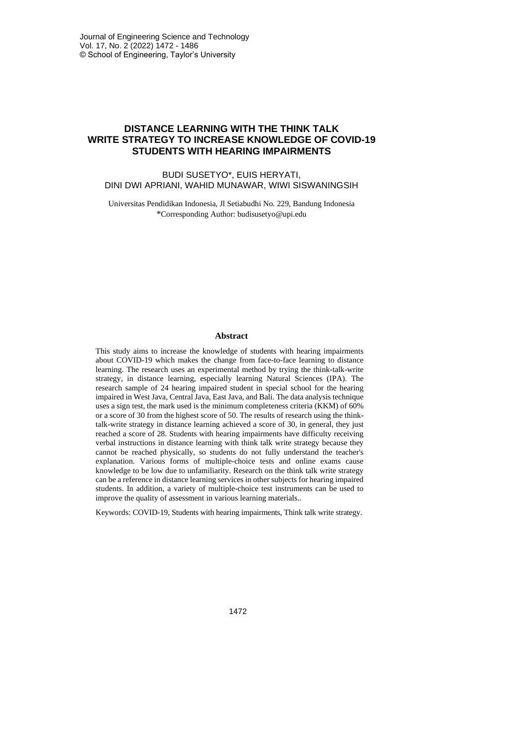# DISTANCE LEARNING WITH THE THINK TALK WRITE STRATEGY TO INCREASE KNOWLEDGE OF COVID-19 STUDENTS WITH HEARING IMPAIRMENTS

BUDI SUSETYO*, EUIS HERYATI,
DINI DWI APRIANI, WAHID MUNAWAR, WIWI SISWANINGSIH

Universitas Pendidikan Indonesia, Jl Setiabudhi No. 229, Bandung Indonesia
*Corresponding Author: budisusetyo@upi.edu

## Abstract

This study aims to increase the knowledge of students with hearing impairments about COVID-19 which makes the change from face-to-face learning to distance learning. The research uses an experimental method by trying the think-talk-write strategy, in distance learning, especially learning Natural Sciences (IPA). The research sample of 24 hearing impaired student in special school for the hearing impaired in West Java, Central Java, East Java, and Bali. The data analysis technique uses a sign test, the mark used is the minimum completeness criteria (KKM) of 60% or a score of 30 from the highest score of 50. The results of research using the think-talk-write strategy in distance learning achieved a score of 30, in general, they just reached a score of 28. Students with hearing impairments have difficulty receiving verbal instructions in distance learning with think talk write strategy because they cannot be reached physically, so students do not fully understand the teacher's explanation. Various forms of multiple-choice tests and online exams cause knowledge to be low due to unfamiliarity. Research on the think talk write strategy can be a reference in distance learning services in other subjects for hearing impaired students. In addition, a variety of multiple-choice test instruments can be used to improve the quality of assessment in various learning materials..

Keywords: COVID-19, Students with hearing impairments, Think talk write strategy.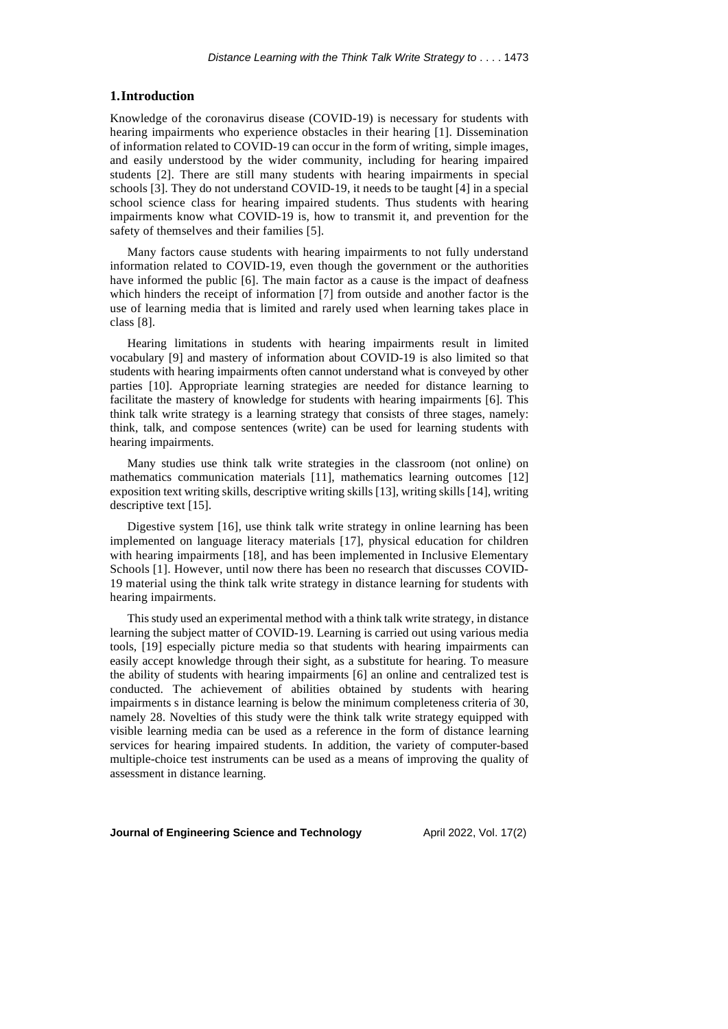## 1. Introduction

Knowledge of the coronavirus disease (COVID-19) is necessary for students with hearing impairments who experience obstacles in their hearing [1]. Dissemination of information related to COVID-19 can occur in the form of writing, simple images, and easily understood by the wider community, including for hearing impaired students [2]. There are still many students with hearing impairments in special schools [3]. They do not understand COVID-19, it needs to be taught [4] in a special school science class for hearing impaired students. Thus students with hearing impairments know what COVID-19 is, how to transmit it, and prevention for the safety of themselves and their families [5].

Many factors cause students with hearing impairments to not fully understand information related to COVID-19, even though the government or the authorities have informed the public [6]. The main factor as a cause is the impact of deafness which hinders the receipt of information [7] from outside and another factor is the use of learning media that is limited and rarely used when learning takes place in class [8].

Hearing limitations in students with hearing impairments result in limited vocabulary [9] and mastery of information about COVID-19 is also limited so that students with hearing impairments often cannot understand what is conveyed by other parties [10]. Appropriate learning strategies are needed for distance learning to facilitate the mastery of knowledge for students with hearing impairments [6]. This think talk write strategy is a learning strategy that consists of three stages, namely: think, talk, and compose sentences (write) can be used for learning students with hearing impairments.

Many studies use think talk write strategies in the classroom (not online) on mathematics communication materials [11], mathematics learning outcomes [12] exposition text writing skills, descriptive writing skills [13], writing skills [14], writing descriptive text [15].

Digestive system [16], use think talk write strategy in online learning has been implemented on language literacy materials [17], physical education for children with hearing impairments [18], and has been implemented in Inclusive Elementary Schools [1]. However, until now there has been no research that discusses COVID-19 material using the think talk write strategy in distance learning for students with hearing impairments.

This study used an experimental method with a think talk write strategy, in distance learning the subject matter of COVID-19. Learning is carried out using various media tools, [19] especially picture media so that students with hearing impairments can easily accept knowledge through their sight, as a substitute for hearing. To measure the ability of students with hearing impairments [6] an online and centralized test is conducted. The achievement of abilities obtained by students with hearing impairments s in distance learning is below the minimum completeness criteria of 30, namely 28. Novelties of this study were the think talk write strategy equipped with visible learning media can be used as a reference in the form of distance learning services for hearing impaired students. In addition, the variety of computer-based multiple-choice test instruments can be used as a means of improving the quality of assessment in distance learning.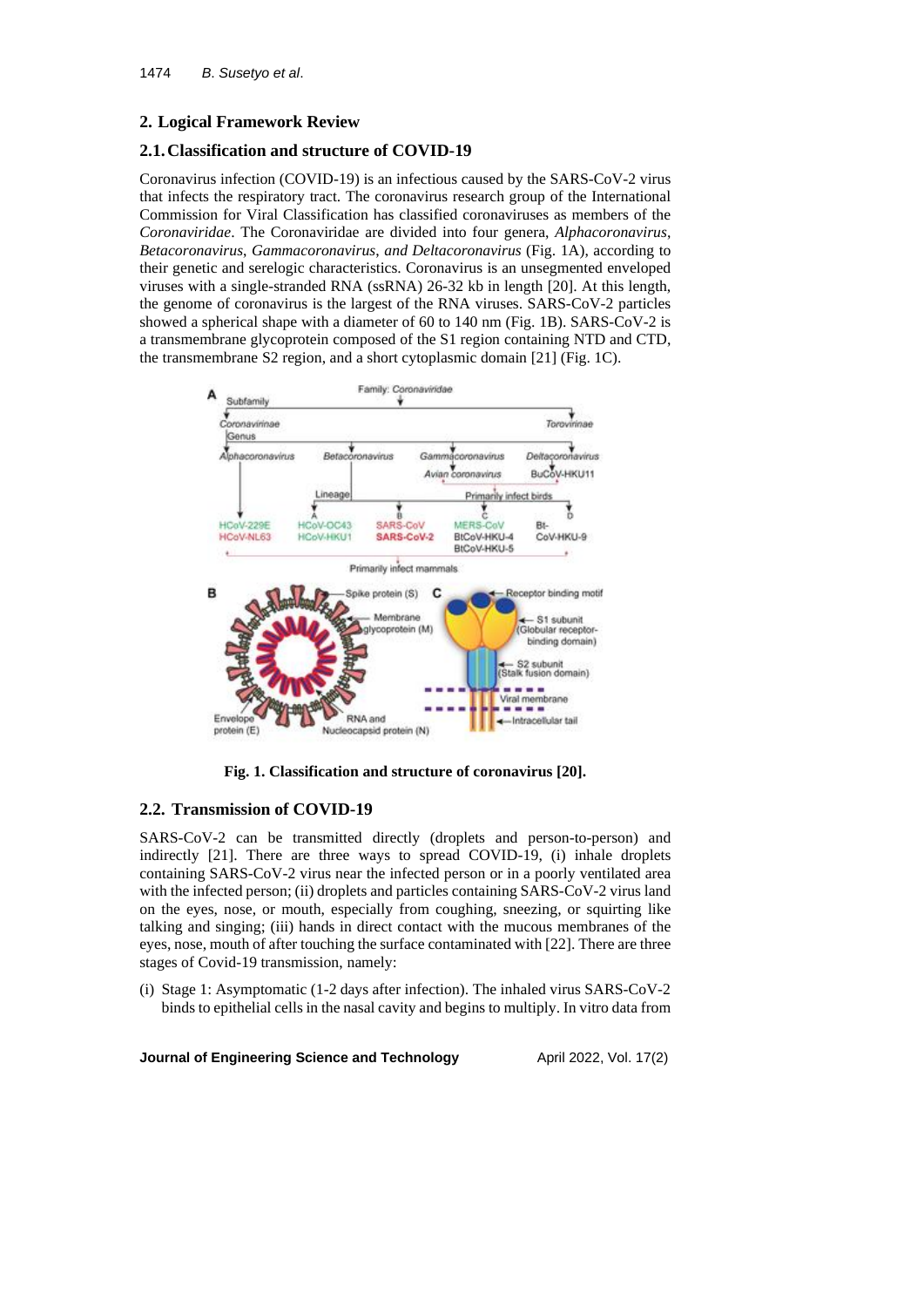## 2. Logical Framework Review

### 2.1. Classification and structure of COVID-19

Coronavirus infection (COVID-19) is an infectious caused by the SARS-CoV-2 virus that infects the respiratory tract. The coronavirus research group of the International Commission for Viral Classification has classified coronaviruses as members of the *Coronaviridae*. The Coronaviridae are divided into four genera, *Alphacoronavirus*, *Betacoronavirus*, *Gammacoronavirus*, *and Deltacoronavirus* (Fig. 1A), according to their genetic and serelogic characteristics. Coronavirus is an unsegmented enveloped viruses with a single-stranded RNA (ssRNA) 26-32 kb in length [20]. At this length, the genome of coronavirus is the largest of the RNA viruses. SARS-CoV-2 particles showed a spherical shape with a diameter of 60 to 140 nm (Fig. 1B). SARS-CoV-2 is a transmembrane glycoprotein composed of the S1 region containing NTD and CTD, the transmembrane S2 region, and a short cytoplasmic domain [21] (Fig. 1C).

**Fig. 1. Classification and structure of coronavirus [20].**

### 2.2. Transmission of COVID-19

SARS-CoV-2 can be transmitted directly (droplets and person-to-person) and indirectly [21]. There are three ways to spread COVID-19, (i) inhale droplets containing SARS-CoV-2 virus near the infected person or in a poorly ventilated area with the infected person; (ii) droplets and particles containing SARS-CoV-2 virus land on the eyes, nose, or mouth, especially from coughing, sneezing, or squirting like talking and singing; (iii) hands in direct contact with the mucous membranes of the eyes, nose, mouth of after touching the surface contaminated with [22]. There are three stages of Covid-19 transmission, namely:

(i) Stage 1: Asymptomatic (1-2 days after infection). The inhaled virus SARS-CoV-2 binds to epithelial cells in the nasal cavity and begins to multiply. In vitro data from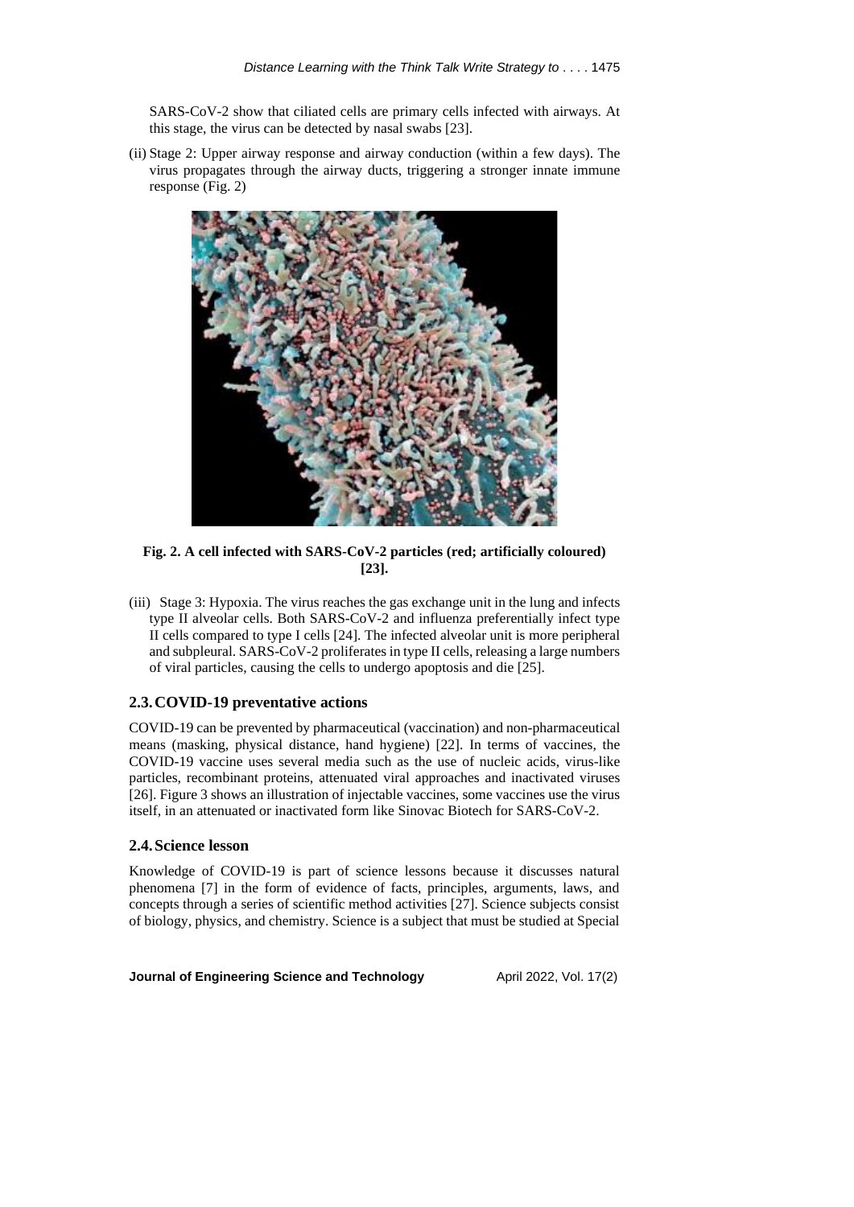SARS-CoV-2 show that ciliated cells are primary cells infected with airways. At this stage, the virus can be detected by nasal swabs [23].

(ii) Stage 2: Upper airway response and airway conduction (within a few days). The virus propagates through the airway ducts, triggering a stronger innate immune response (Fig. 2)

**Fig. 2. A cell infected with SARS-CoV-2 particles (red; artificially coloured) [23].**

(iii) Stage 3: Hypoxia. The virus reaches the gas exchange unit in the lung and infects type II alveolar cells. Both SARS-CoV-2 and influenza preferentially infect type II cells compared to type I cells [24]. The infected alveolar unit is more peripheral and subpleural. SARS-CoV-2 proliferates in type II cells, releasing a large numbers of viral particles, causing the cells to undergo apoptosis and die [25].

## 2.3. COVID-19 preventative actions

COVID-19 can be prevented by pharmaceutical (vaccination) and non-pharmaceutical means (masking, physical distance, hand hygiene) [22]. In terms of vaccines, the COVID-19 vaccine uses several media such as the use of nucleic acids, virus-like particles, recombinant proteins, attenuated viral approaches and inactivated viruses [26]. Figure 3 shows an illustration of injectable vaccines, some vaccines use the virus itself, in an attenuated or inactivated form like Sinovac Biotech for SARS-CoV-2.

## 2.4. Science lesson

Knowledge of COVID-19 is part of science lessons because it discusses natural phenomena [7] in the form of evidence of facts, principles, arguments, laws, and concepts through a series of scientific method activities [27]. Science subjects consist of biology, physics, and chemistry. Science is a subject that must be studied at Special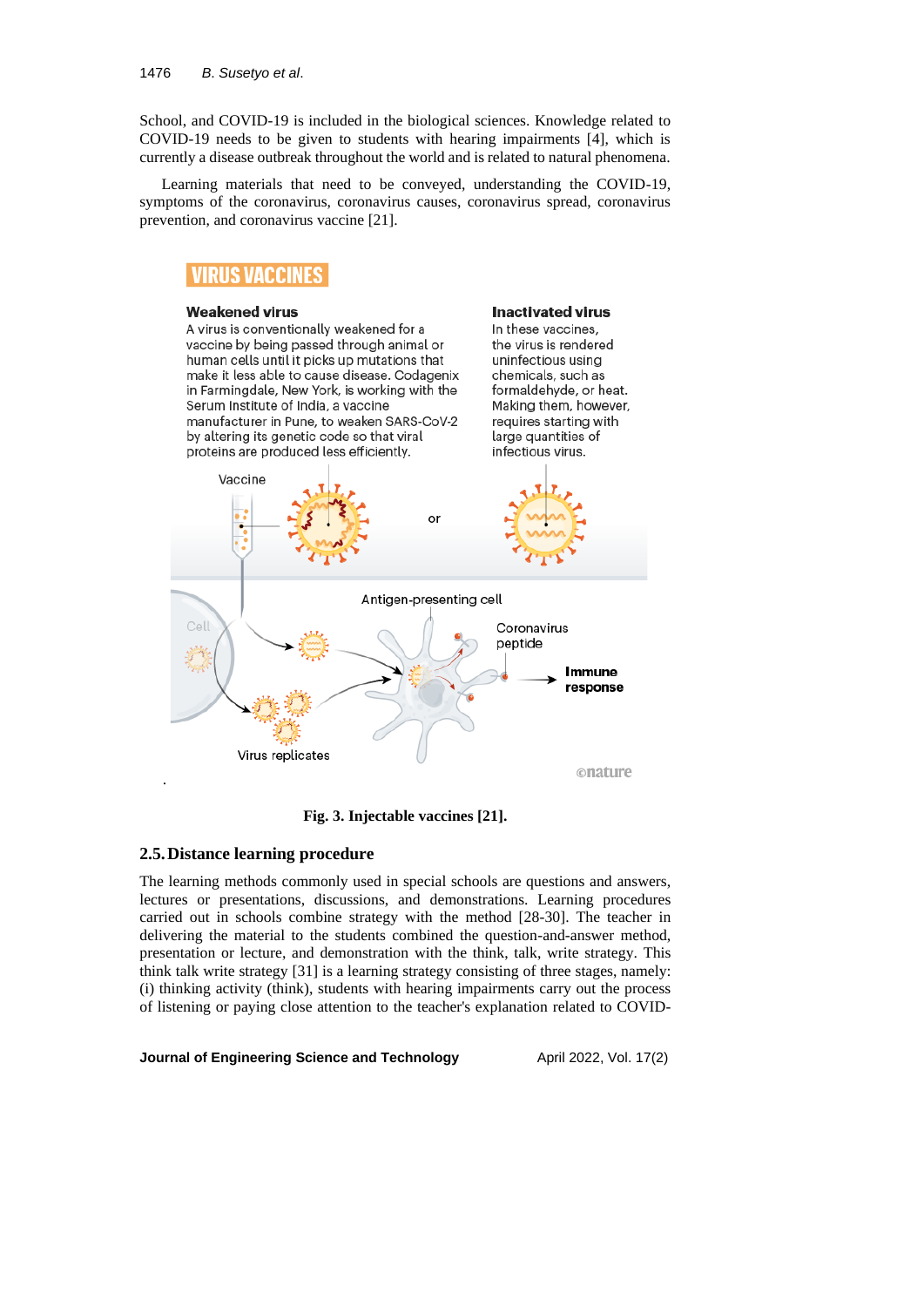School, and COVID-19 is included in the biological sciences. Knowledge related to COVID-19 needs to be given to students with hearing impairments [4], which is currently a disease outbreak throughout the world and is related to natural phenomena.

Learning materials that need to be conveyed, understanding the COVID-19, symptoms of the coronavirus, coronavirus causes, coronavirus spread, coronavirus prevention, and coronavirus vaccine [21].

**Fig. 3. Injectable vaccines [21].**

## 2.5. Distance learning procedure

The learning methods commonly used in special schools are questions and answers, lectures or presentations, discussions, and demonstrations. Learning procedures carried out in schools combine strategy with the method [28-30]. The teacher in delivering the material to the students combined the question-and-answer method, presentation or lecture, and demonstration with the think, talk, write strategy. This think talk write strategy [31] is a learning strategy consisting of three stages, namely: (i) thinking activity (think), students with hearing impairments carry out the process of listening or paying close attention to the teacher's explanation related to COVID-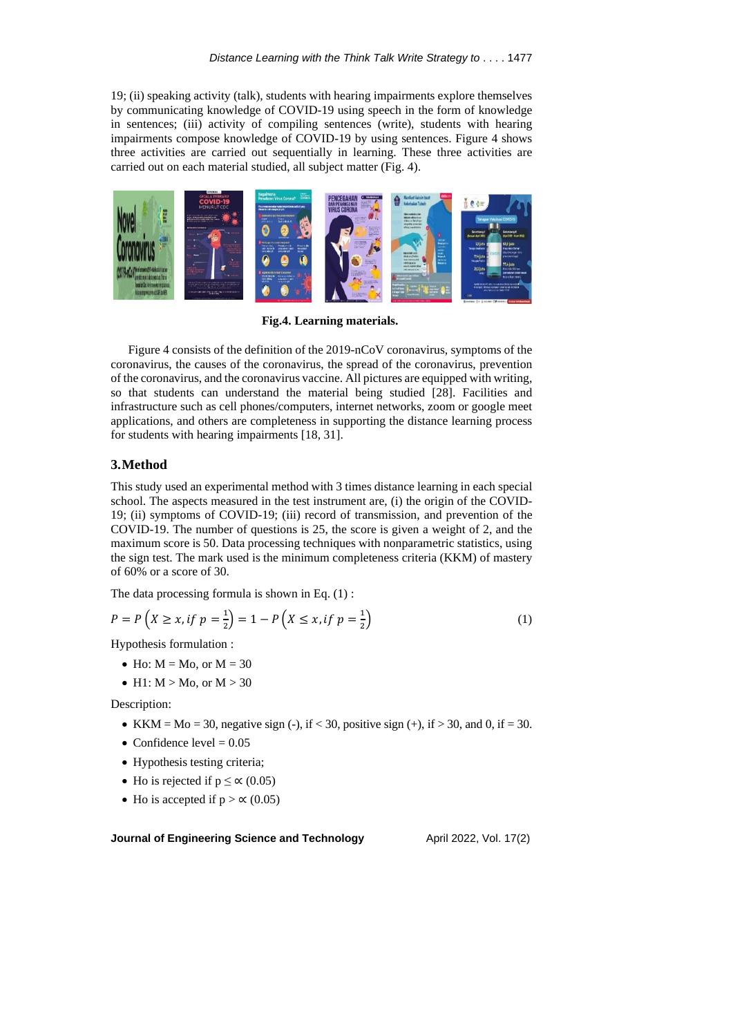19; (ii) speaking activity (talk), students with hearing impairments explore themselves by communicating knowledge of COVID-19 using speech in the form of knowledge in sentences; (iii) activity of compiling sentences (write), students with hearing impairments compose knowledge of COVID-19 by using sentences. Figure 4 shows three activities are carried out sequentially in learning. These three activities are carried out on each material studied, all subject matter (Fig. 4).

**Fig.4. Learning materials.**

Figure 4 consists of the definition of the 2019-nCoV coronavirus, symptoms of the coronavirus, the causes of the coronavirus, the spread of the coronavirus, prevention of the coronavirus, and the coronavirus vaccine. All pictures are equipped with writing, so that students can understand the material being studied [28]. Facilities and infrastructure such as cell phones/computers, internet networks, zoom or google meet applications, and others are completeness in supporting the distance learning process for students with hearing impairments [18, 31].

## 3.Method

This study used an experimental method with 3 times distance learning in each special school. The aspects measured in the test instrument are, (i) the origin of the COVID-19; (ii) symptoms of COVID-19; (iii) record of transmission, and prevention of the COVID-19. The number of questions is 25, the score is given a weight of 2, and the maximum score is 50. Data processing techniques with nonparametric statistics, using the sign test. The mark used is the minimum completeness criteria (KKM) of mastery of 60% or a score of 30.

The data processing formula is shown in Eq. (1) :

$$P = P\left(X \geq x, if\ p = \tfrac{1}{2}\right) = 1 - P\left(X \leq x, if\ p = \tfrac{1}{2}\right) \tag{1}$$

Hypothesis formulation :

- Ho: M = Mo, or M = 30
- H1: M > Mo, or M > 30

Description:

- KKM = Mo = 30, negative sign (-), if < 30, positive sign (+), if > 30, and 0, if = 30.
- Confidence level = 0.05
- Hypothesis testing criteria;
- Ho is rejected if $p \leq \propto$ (0.05)
- Ho is accepted if $p > \propto$ (0.05)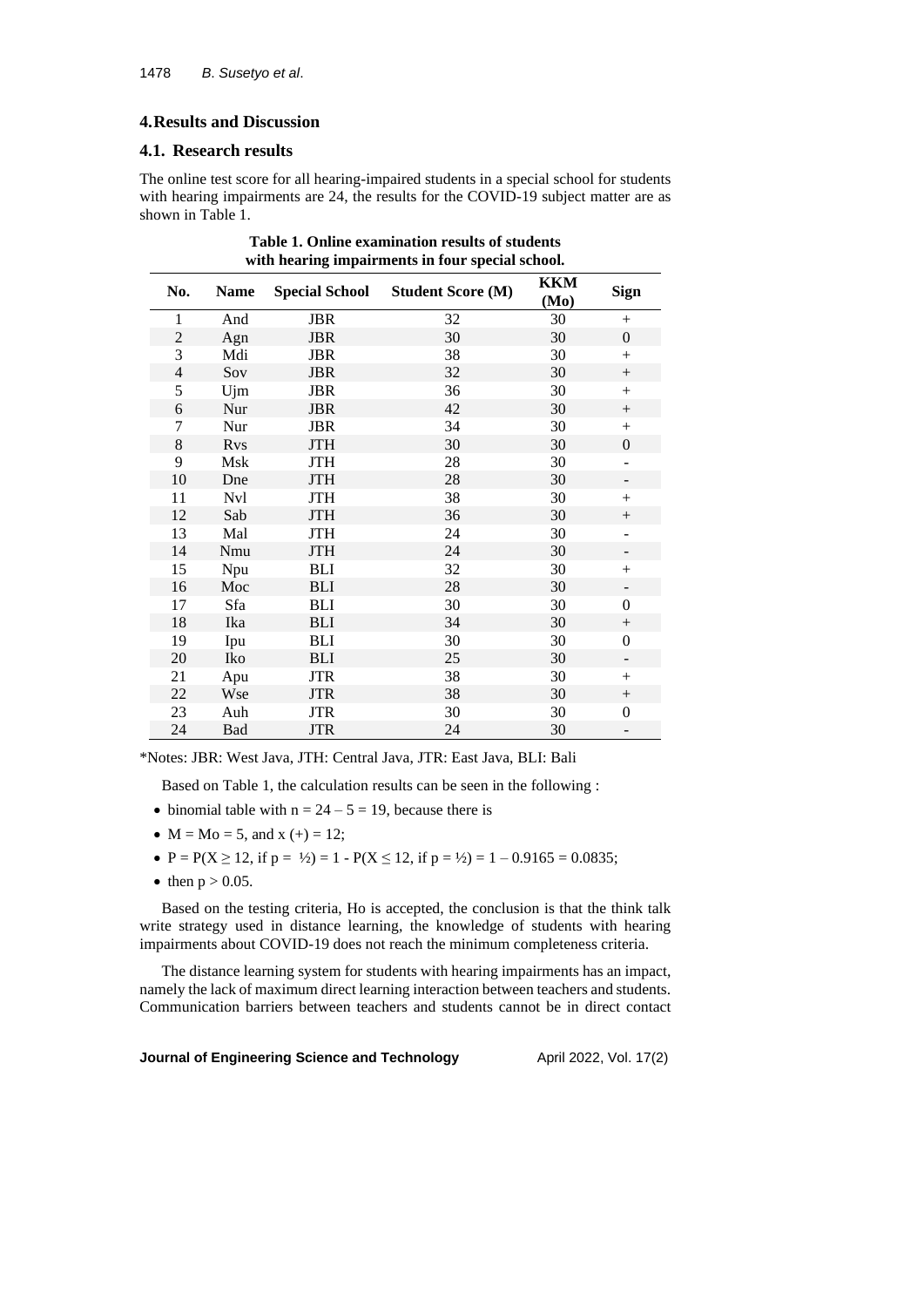## 4. Results and Discussion

### 4.1. Research results

The online test score for all hearing-impaired students in a special school for students with hearing impairments are 24, the results for the COVID-19 subject matter are as shown in Table 1.

**Table 1. Online examination results of students with hearing impairments in four special school.**

| No. | Name | Special School | Student Score (M) | KKM (Mo) | Sign |
|---|---|---|---|---|---|
| 1 | And | JBR | 32 | 30 | + |
| 2 | Agn | JBR | 30 | 30 | 0 |
| 3 | Mdi | JBR | 38 | 30 | + |
| 4 | Sov | JBR | 32 | 30 | + |
| 5 | Ujm | JBR | 36 | 30 | + |
| 6 | Nur | JBR | 42 | 30 | + |
| 7 | Nur | JBR | 34 | 30 | + |
| 8 | Rvs | JTH | 30 | 30 | 0 |
| 9 | Msk | JTH | 28 | 30 | - |
| 10 | Dne | JTH | 28 | 30 | - |
| 11 | Nvl | JTH | 38 | 30 | + |
| 12 | Sab | JTH | 36 | 30 | + |
| 13 | Mal | JTH | 24 | 30 | - |
| 14 | Nmu | JTH | 24 | 30 | - |
| 15 | Npu | BLI | 32 | 30 | + |
| 16 | Moc | BLI | 28 | 30 | - |
| 17 | Sfa | BLI | 30 | 30 | 0 |
| 18 | Ika | BLI | 34 | 30 | + |
| 19 | Ipu | BLI | 30 | 30 | 0 |
| 20 | Iko | BLI | 25 | 30 | - |
| 21 | Apu | JTR | 38 | 30 | + |
| 22 | Wse | JTR | 38 | 30 | + |
| 23 | Auh | JTR | 30 | 30 | 0 |
| 24 | Bad | JTR | 24 | 30 | - |

*Notes: JBR: West Java, JTH: Central Java, JTR: East Java, BLI: Bali

Based on Table 1, the calculation results can be seen in the following :

- binomial table with $n = 24 - 5 = 19$, because there is
- $M = Mo = 5$, and $x (+) = 12$;
- $P = P(X \geq 12, \text{ if } p = ½) = 1 - P(X \leq 12, \text{ if } p = ½) = 1 - 0.9165 = 0.0835$;
- then $p > 0.05$.

Based on the testing criteria, Ho is accepted, the conclusion is that the think talk write strategy used in distance learning, the knowledge of students with hearing impairments about COVID-19 does not reach the minimum completeness criteria.

The distance learning system for students with hearing impairments has an impact, namely the lack of maximum direct learning interaction between teachers and students. Communication barriers between teachers and students cannot be in direct contact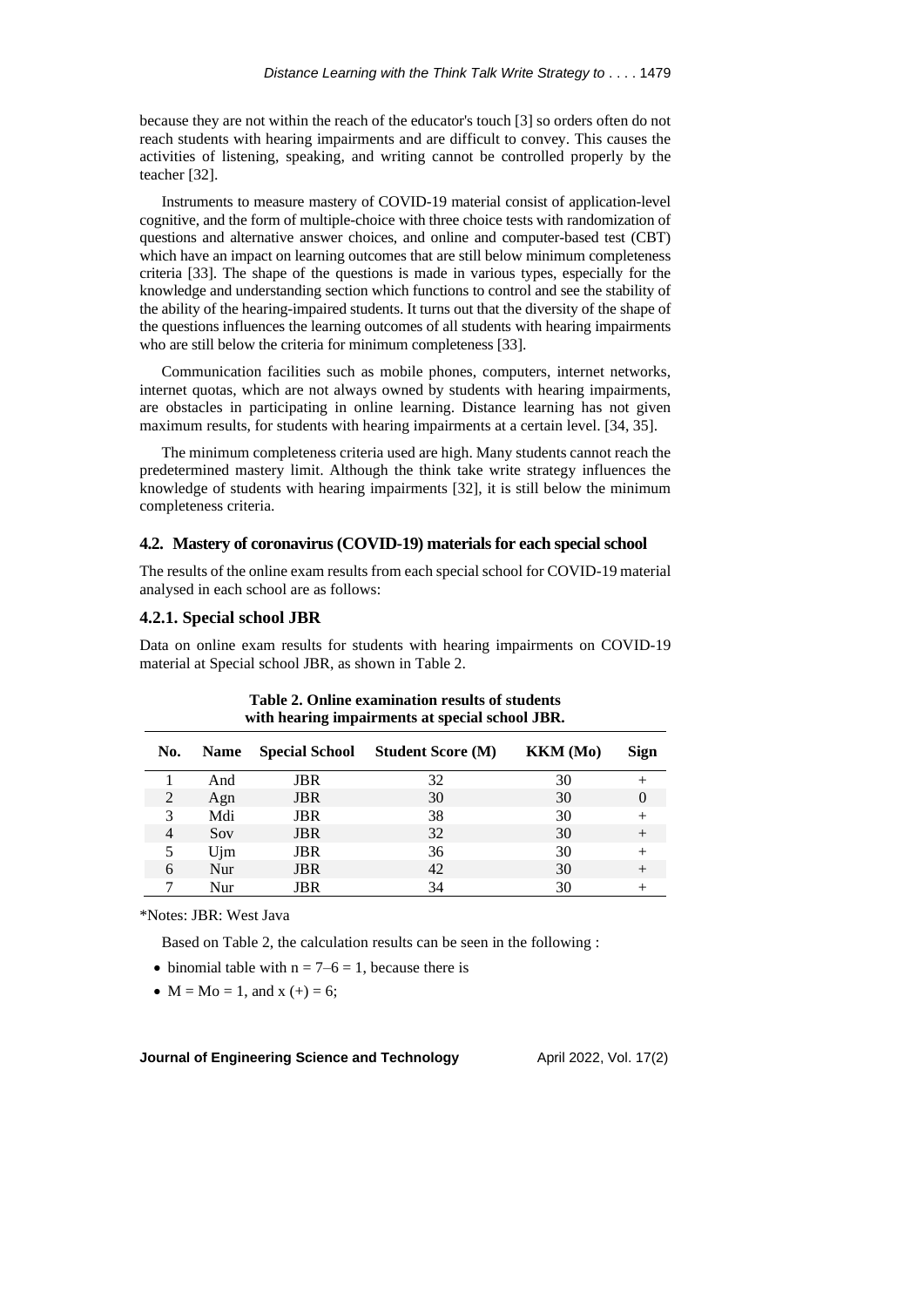because they are not within the reach of the educator's touch [3] so orders often do not reach students with hearing impairments and are difficult to convey. This causes the activities of listening, speaking, and writing cannot be controlled properly by the teacher [32].

Instruments to measure mastery of COVID-19 material consist of application-level cognitive, and the form of multiple-choice with three choice tests with randomization of questions and alternative answer choices, and online and computer-based test (CBT) which have an impact on learning outcomes that are still below minimum completeness criteria [33]. The shape of the questions is made in various types, especially for the knowledge and understanding section which functions to control and see the stability of the ability of the hearing-impaired students. It turns out that the diversity of the shape of the questions influences the learning outcomes of all students with hearing impairments who are still below the criteria for minimum completeness [33].

Communication facilities such as mobile phones, computers, internet networks, internet quotas, which are not always owned by students with hearing impairments, are obstacles in participating in online learning. Distance learning has not given maximum results, for students with hearing impairments at a certain level. [34, 35].

The minimum completeness criteria used are high. Many students cannot reach the predetermined mastery limit. Although the think take write strategy influences the knowledge of students with hearing impairments [32], it is still below the minimum completeness criteria.

## 4.2. Mastery of coronavirus (COVID-19) materials for each special school

The results of the online exam results from each special school for COVID-19 material analysed in each school are as follows:

### 4.2.1. Special school JBR

Data on online exam results for students with hearing impairments on COVID-19 material at Special school JBR, as shown in Table 2.

**Table 2. Online examination results of students with hearing impairments at special school JBR.**

| No. | Name | Special School | Student Score (M) | KKM (Mo) | Sign |
|---|---|---|---|---|---|
| 1 | And | JBR | 32 | 30 | + |
| 2 | Agn | JBR | 30 | 30 | 0 |
| 3 | Mdi | JBR | 38 | 30 | + |
| 4 | Sov | JBR | 32 | 30 | + |
| 5 | Ujm | JBR | 36 | 30 | + |
| 6 | Nur | JBR | 42 | 30 | + |
| 7 | Nur | JBR | 34 | 30 | + |

*Notes: JBR: West Java

Based on Table 2, the calculation results can be seen in the following :

- binomial table with $n = 7–6 = 1$, because there is
- $M = Mo = 1$, and $x (+) = 6$;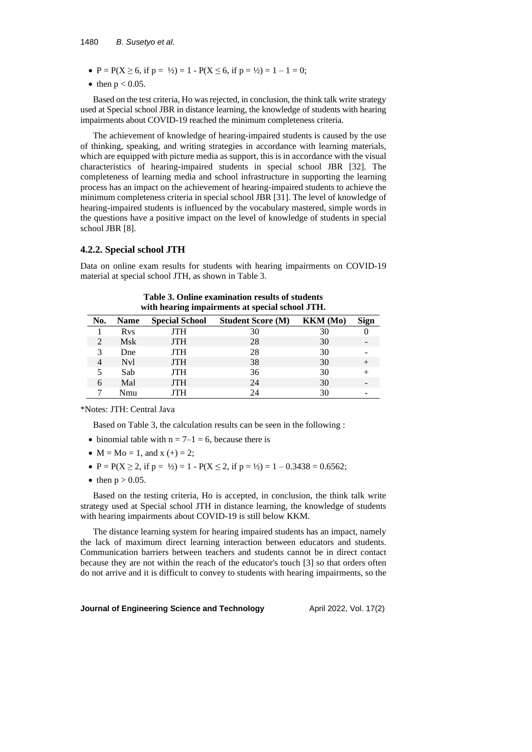- $P = P(X \geq 6$, if $p = ½) = 1 - P(X \leq 6$, if $p = ½) = 1 – 1 = 0$;
- then $p < 0.05$.

Based on the test criteria, Ho was rejected, in conclusion, the think talk write strategy used at Special school JBR in distance learning, the knowledge of students with hearing impairments about COVID-19 reached the minimum completeness criteria.

The achievement of knowledge of hearing-impaired students is caused by the use of thinking, speaking, and writing strategies in accordance with learning materials, which are equipped with picture media as support, this is in accordance with the visual characteristics of hearing-impaired students in special school JBR [32]. The completeness of learning media and school infrastructure in supporting the learning process has an impact on the achievement of hearing-impaired students to achieve the minimum completeness criteria in special school JBR [31]. The level of knowledge of hearing-impaired students is influenced by the vocabulary mastered, simple words in the questions have a positive impact on the level of knowledge of students in special school JBR [8].

### 4.2.2. Special school JTH

Data on online exam results for students with hearing impairments on COVID-19 material at special school JTH, as shown in Table 3.

**Table 3. Online examination results of students with hearing impairments at special school JTH.**

| No. | Name | Special School | Student Score (M) | KKM (Mo) | Sign |
|---|---|---|---|---|---|
| 1 | Rvs | JTH | 30 | 30 | 0 |
| 2 | Msk | JTH | 28 | 30 | - |
| 3 | Dne | JTH | 28 | 30 | - |
| 4 | Nvl | JTH | 38 | 30 | + |
| 5 | Sab | JTH | 36 | 30 | + |
| 6 | Mal | JTH | 24 | 30 | - |
| 7 | Nmu | JTH | 24 | 30 | - |

*Notes: JTH: Central Java

Based on Table 3, the calculation results can be seen in the following :

- binomial table with $n = 7–1 = 6$, because there is
- $M = Mo = 1$, and $x (+) = 2$;
- $P = P(X \geq 2$, if $p = ½) = 1 - P(X \leq 2$, if $p = ½) = 1 – 0.3438 = 0.6562$;
- then $p > 0.05$.

Based on the testing criteria, Ho is accepted, in conclusion, the think talk write strategy used at Special school JTH in distance learning, the knowledge of students with hearing impairments about COVID-19 is still below KKM.

The distance learning system for hearing impaired students has an impact, namely the lack of maximum direct learning interaction between educators and students. Communication barriers between teachers and students cannot be in direct contact because they are not within the reach of the educator's touch [3] so that orders often do not arrive and it is difficult to convey to students with hearing impairments, so the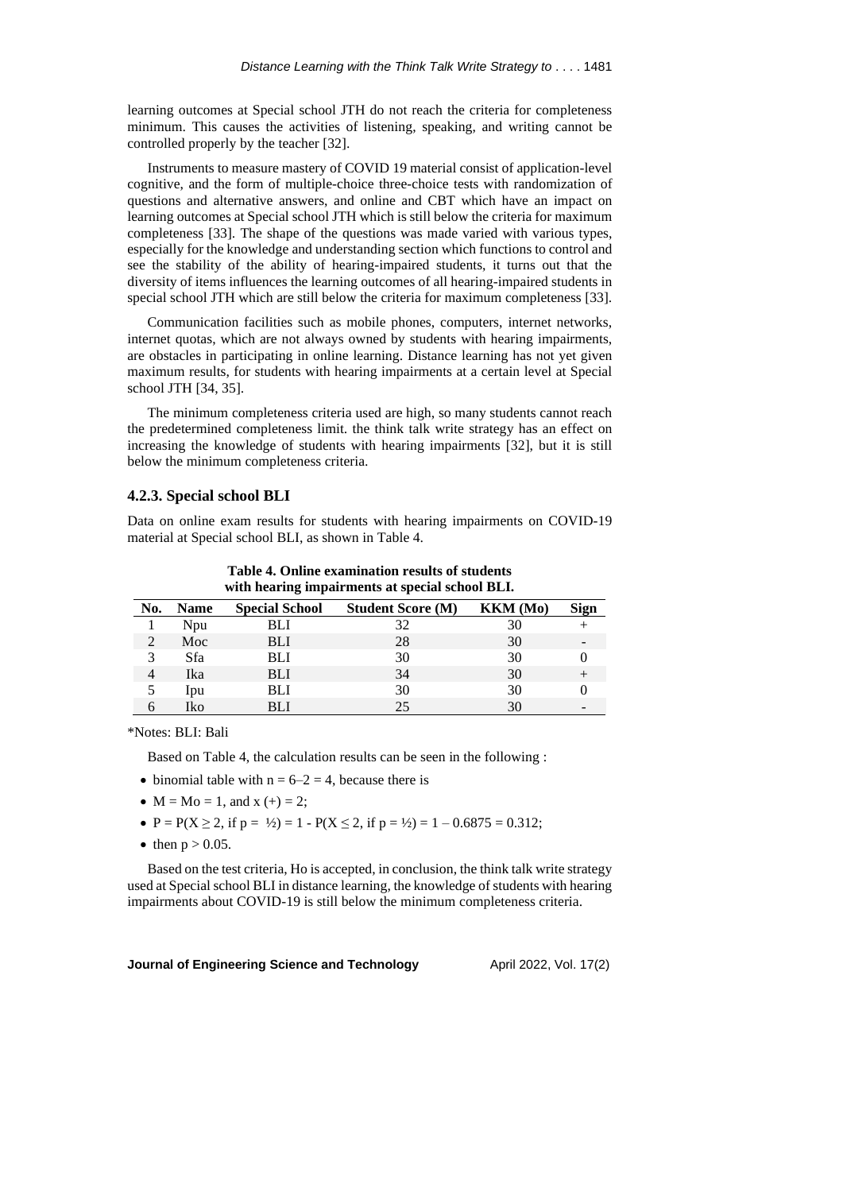learning outcomes at Special school JTH do not reach the criteria for completeness minimum. This causes the activities of listening, speaking, and writing cannot be controlled properly by the teacher [32].

Instruments to measure mastery of COVID 19 material consist of application-level cognitive, and the form of multiple-choice three-choice tests with randomization of questions and alternative answers, and online and CBT which have an impact on learning outcomes at Special school JTH which is still below the criteria for maximum completeness [33]. The shape of the questions was made varied with various types, especially for the knowledge and understanding section which functions to control and see the stability of the ability of hearing-impaired students, it turns out that the diversity of items influences the learning outcomes of all hearing-impaired students in special school JTH which are still below the criteria for maximum completeness [33].

Communication facilities such as mobile phones, computers, internet networks, internet quotas, which are not always owned by students with hearing impairments, are obstacles in participating in online learning. Distance learning has not yet given maximum results, for students with hearing impairments at a certain level at Special school JTH [34, 35].

The minimum completeness criteria used are high, so many students cannot reach the predetermined completeness limit. the think talk write strategy has an effect on increasing the knowledge of students with hearing impairments [32], but it is still below the minimum completeness criteria.

### 4.2.3. Special school BLI

Data on online exam results for students with hearing impairments on COVID-19 material at Special school BLI, as shown in Table 4.

**Table 4. Online examination results of students with hearing impairments at special school BLI.**

| No. | Name | Special School | Student Score (M) | KKM (Mo) | Sign |
|---|---|---|---|---|---|
| 1 | Npu | BLI | 32 | 30 | + |
| 2 | Moc | BLI | 28 | 30 | - |
| 3 | Sfa | BLI | 30 | 30 | 0 |
| 4 | Ika | BLI | 34 | 30 | + |
| 5 | Ipu | BLI | 30 | 30 | 0 |
| 6 | Iko | BLI | 25 | 30 | - |

*Notes: BLI: Bali

Based on Table 4, the calculation results can be seen in the following :

- binomial table with $n = 6–2 = 4$, because there is
- $M = Mo = 1$, and $x (+) = 2$;
- $P = P(X \geq 2$, if $p = ½) = 1 - P(X \leq 2$, if $p = ½) = 1 – 0.6875 = 0.312$;
- then $p > 0.05$.

Based on the test criteria, Ho is accepted, in conclusion, the think talk write strategy used at Special school BLI in distance learning, the knowledge of students with hearing impairments about COVID-19 is still below the minimum completeness criteria.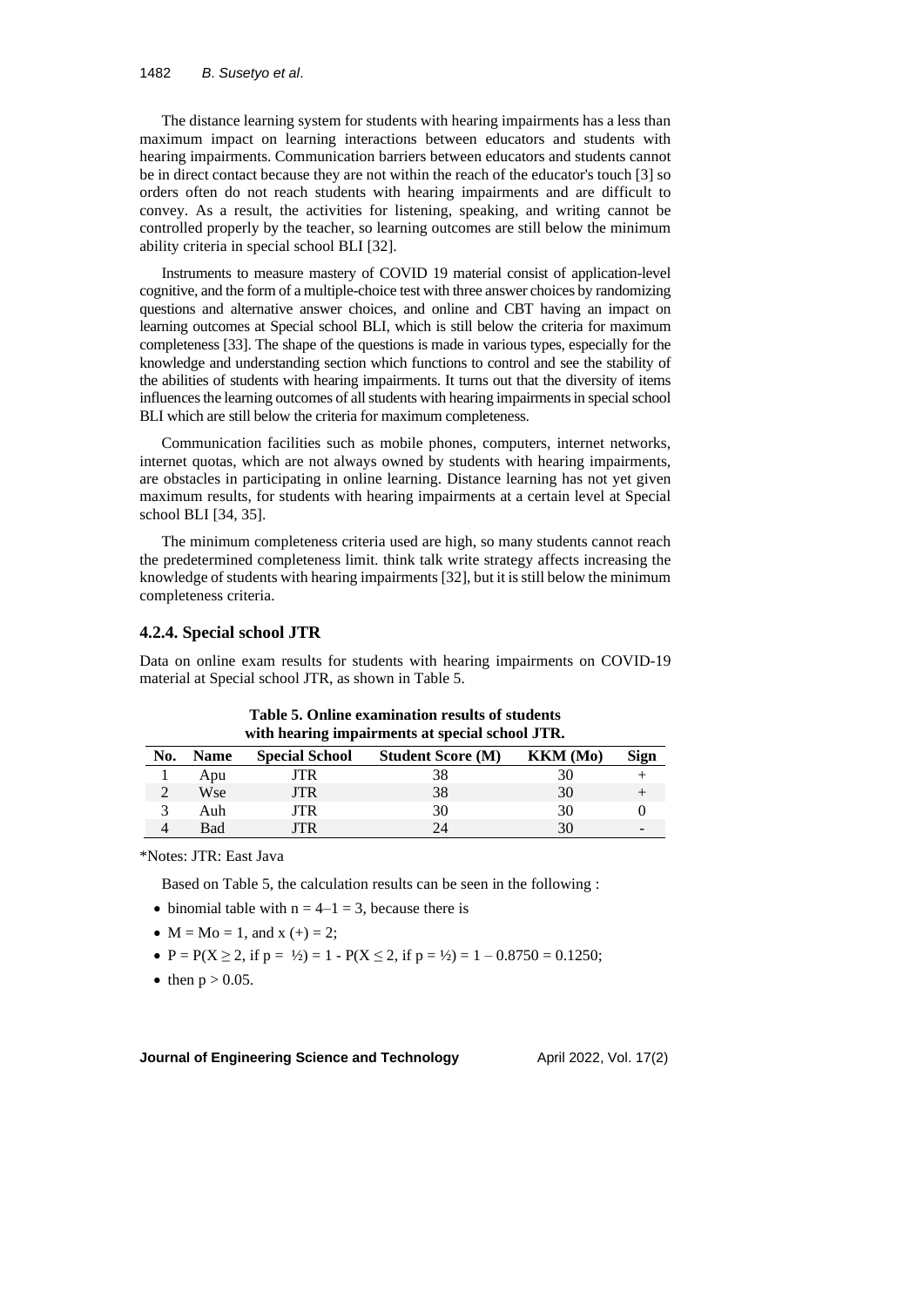The distance learning system for students with hearing impairments has a less than maximum impact on learning interactions between educators and students with hearing impairments. Communication barriers between educators and students cannot be in direct contact because they are not within the reach of the educator's touch [3] so orders often do not reach students with hearing impairments and are difficult to convey. As a result, the activities for listening, speaking, and writing cannot be controlled properly by the teacher, so learning outcomes are still below the minimum ability criteria in special school BLI [32].

Instruments to measure mastery of COVID 19 material consist of application-level cognitive, and the form of a multiple-choice test with three answer choices by randomizing questions and alternative answer choices, and online and CBT having an impact on learning outcomes at Special school BLI, which is still below the criteria for maximum completeness [33]. The shape of the questions is made in various types, especially for the knowledge and understanding section which functions to control and see the stability of the abilities of students with hearing impairments. It turns out that the diversity of items influences the learning outcomes of all students with hearing impairments in special school BLI which are still below the criteria for maximum completeness.

Communication facilities such as mobile phones, computers, internet networks, internet quotas, which are not always owned by students with hearing impairments, are obstacles in participating in online learning. Distance learning has not yet given maximum results, for students with hearing impairments at a certain level at Special school BLI [34, 35].

The minimum completeness criteria used are high, so many students cannot reach the predetermined completeness limit. think talk write strategy affects increasing the knowledge of students with hearing impairments [32], but it is still below the minimum completeness criteria.

### 4.2.4. Special school JTR

Data on online exam results for students with hearing impairments on COVID-19 material at Special school JTR, as shown in Table 5.

**Table 5. Online examination results of students with hearing impairments at special school JTR.**

| No. | Name | Special School | Student Score (M) | KKM (Mo) | Sign |
|---|---|---|---|---|---|
| 1 | Apu | JTR | 38 | 30 | + |
| 2 | Wse | JTR | 38 | 30 | + |
| 3 | Auh | JTR | 30 | 30 | 0 |
| 4 | Bad | JTR | 24 | 30 | - |

*Notes: JTR: East Java

Based on Table 5, the calculation results can be seen in the following :

- binomial table with $n = 4–1 = 3$, because there is
- $M = Mo = 1$, and $x (+) = 2$;
- $P = P(X \geq 2$, if $p = ½) = 1 - P(X \leq 2$, if $p = ½) = 1 – 0.8750 = 0.1250$;
- then $p > 0.05$.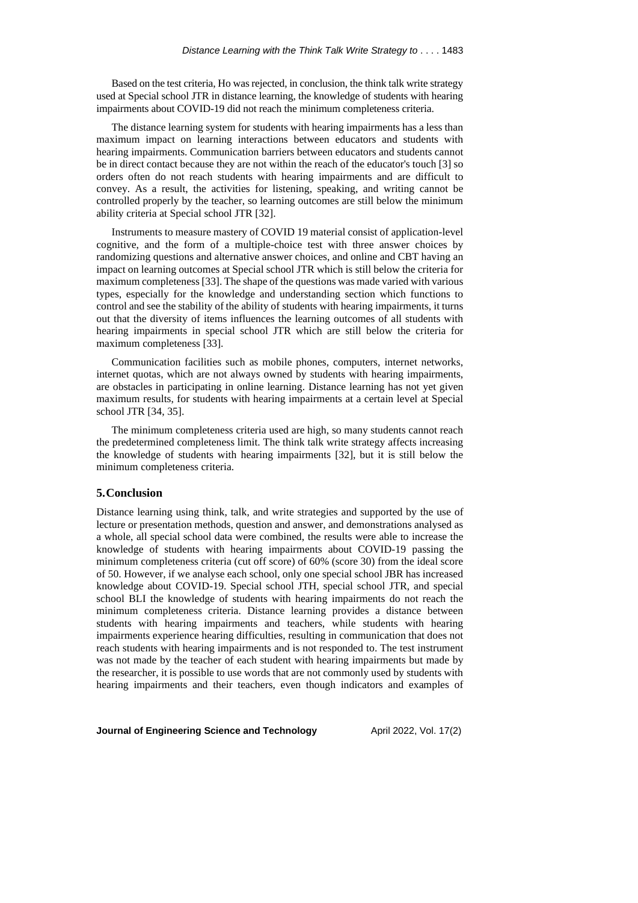Based on the test criteria, Ho was rejected, in conclusion, the think talk write strategy used at Special school JTR in distance learning, the knowledge of students with hearing impairments about COVID-19 did not reach the minimum completeness criteria.

The distance learning system for students with hearing impairments has a less than maximum impact on learning interactions between educators and students with hearing impairments. Communication barriers between educators and students cannot be in direct contact because they are not within the reach of the educator's touch [3] so orders often do not reach students with hearing impairments and are difficult to convey. As a result, the activities for listening, speaking, and writing cannot be controlled properly by the teacher, so learning outcomes are still below the minimum ability criteria at Special school JTR [32].

Instruments to measure mastery of COVID 19 material consist of application-level cognitive, and the form of a multiple-choice test with three answer choices by randomizing questions and alternative answer choices, and online and CBT having an impact on learning outcomes at Special school JTR which is still below the criteria for maximum completeness [33]. The shape of the questions was made varied with various types, especially for the knowledge and understanding section which functions to control and see the stability of the ability of students with hearing impairments, it turns out that the diversity of items influences the learning outcomes of all students with hearing impairments in special school JTR which are still below the criteria for maximum completeness [33].

Communication facilities such as mobile phones, computers, internet networks, internet quotas, which are not always owned by students with hearing impairments, are obstacles in participating in online learning. Distance learning has not yet given maximum results, for students with hearing impairments at a certain level at Special school JTR [34, 35].

The minimum completeness criteria used are high, so many students cannot reach the predetermined completeness limit. The think talk write strategy affects increasing the knowledge of students with hearing impairments [32], but it is still below the minimum completeness criteria.

## 5. Conclusion

Distance learning using think, talk, and write strategies and supported by the use of lecture or presentation methods, question and answer, and demonstrations analysed as a whole, all special school data were combined, the results were able to increase the knowledge of students with hearing impairments about COVID-19 passing the minimum completeness criteria (cut off score) of 60% (score 30) from the ideal score of 50. However, if we analyse each school, only one special school JBR has increased knowledge about COVID-19. Special school JTH, special school JTR, and special school BLI the knowledge of students with hearing impairments do not reach the minimum completeness criteria. Distance learning provides a distance between students with hearing impairments and teachers, while students with hearing impairments experience hearing difficulties, resulting in communication that does not reach students with hearing impairments and is not responded to. The test instrument was not made by the teacher of each student with hearing impairments but made by the researcher, it is possible to use words that are not commonly used by students with hearing impairments and their teachers, even though indicators and examples of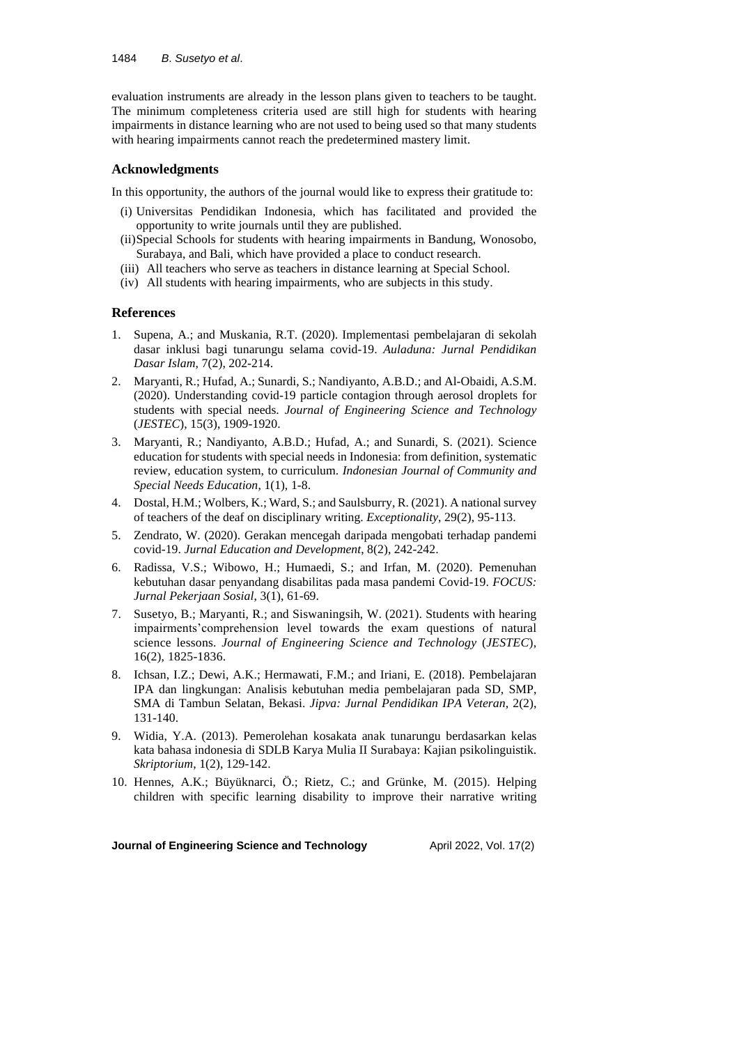evaluation instruments are already in the lesson plans given to teachers to be taught. The minimum completeness criteria used are still high for students with hearing impairments in distance learning who are not used to being used so that many students with hearing impairments cannot reach the predetermined mastery limit.

## Acknowledgments

In this opportunity, the authors of the journal would like to express their gratitude to:

(i) Universitas Pendidikan Indonesia, which has facilitated and provided the opportunity to write journals until they are published.
(ii) Special Schools for students with hearing impairments in Bandung, Wonosobo, Surabaya, and Bali, which have provided a place to conduct research.
(iii) All teachers who serve as teachers in distance learning at Special School.
(iv) All students with hearing impairments, who are subjects in this study.

## References

1. Supena, A.; and Muskania, R.T. (2020). Implementasi pembelajaran di sekolah dasar inklusi bagi tunarungu selama covid-19. *Auladuna: Jurnal Pendidikan Dasar Islam*, 7(2), 202-214.
2. Maryanti, R.; Hufad, A.; Sunardi, S.; Nandiyanto, A.B.D.; and Al-Obaidi, A.S.M. (2020). Understanding covid-19 particle contagion through aerosol droplets for students with special needs. *Journal of Engineering Science and Technology* (*JESTEC*), 15(3), 1909-1920.
3. Maryanti, R.; Nandiyanto, A.B.D.; Hufad, A.; and Sunardi, S. (2021). Science education for students with special needs in Indonesia: from definition, systematic review, education system, to curriculum. *Indonesian Journal of Community and Special Needs Education*, 1(1), 1-8.
4. Dostal, H.M.; Wolbers, K.; Ward, S.; and Saulsburry, R. (2021). A national survey of teachers of the deaf on disciplinary writing. *Exceptionality*, 29(2), 95-113.
5. Zendrato, W. (2020). Gerakan mencegah daripada mengobati terhadap pandemi covid-19. *Jurnal Education and Development*, 8(2), 242-242.
6. Radissa, V.S.; Wibowo, H.; Humaedi, S.; and Irfan, M. (2020). Pemenuhan kebutuhan dasar penyandang disabilitas pada masa pandemi Covid-19. *FOCUS: Jurnal Pekerjaan Sosial*, 3(1), 61-69.
7. Susetyo, B.; Maryanti, R.; and Siswaningsih, W. (2021). Students with hearing impairments'comprehension level towards the exam questions of natural science lessons. *Journal of Engineering Science and Technology* (*JESTEC*), 16(2), 1825-1836.
8. Ichsan, I.Z.; Dewi, A.K.; Hermawati, F.M.; and Iriani, E. (2018). Pembelajaran IPA dan lingkungan: Analisis kebutuhan media pembelajaran pada SD, SMP, SMA di Tambun Selatan, Bekasi. *Jipva: Jurnal Pendidikan IPA Veteran*, 2(2), 131-140.
9. Widia, Y.A. (2013). Pemerolehan kosakata anak tunarungu berdasarkan kelas kata bahasa indonesia di SDLB Karya Mulia II Surabaya: Kajian psikolinguistik. *Skriptorium*, 1(2), 129-142.
10. Hennes, A.K.; Büyüknarci, Ö.; Rietz, C.; and Grünke, M. (2015). Helping children with specific learning disability to improve their narrative writing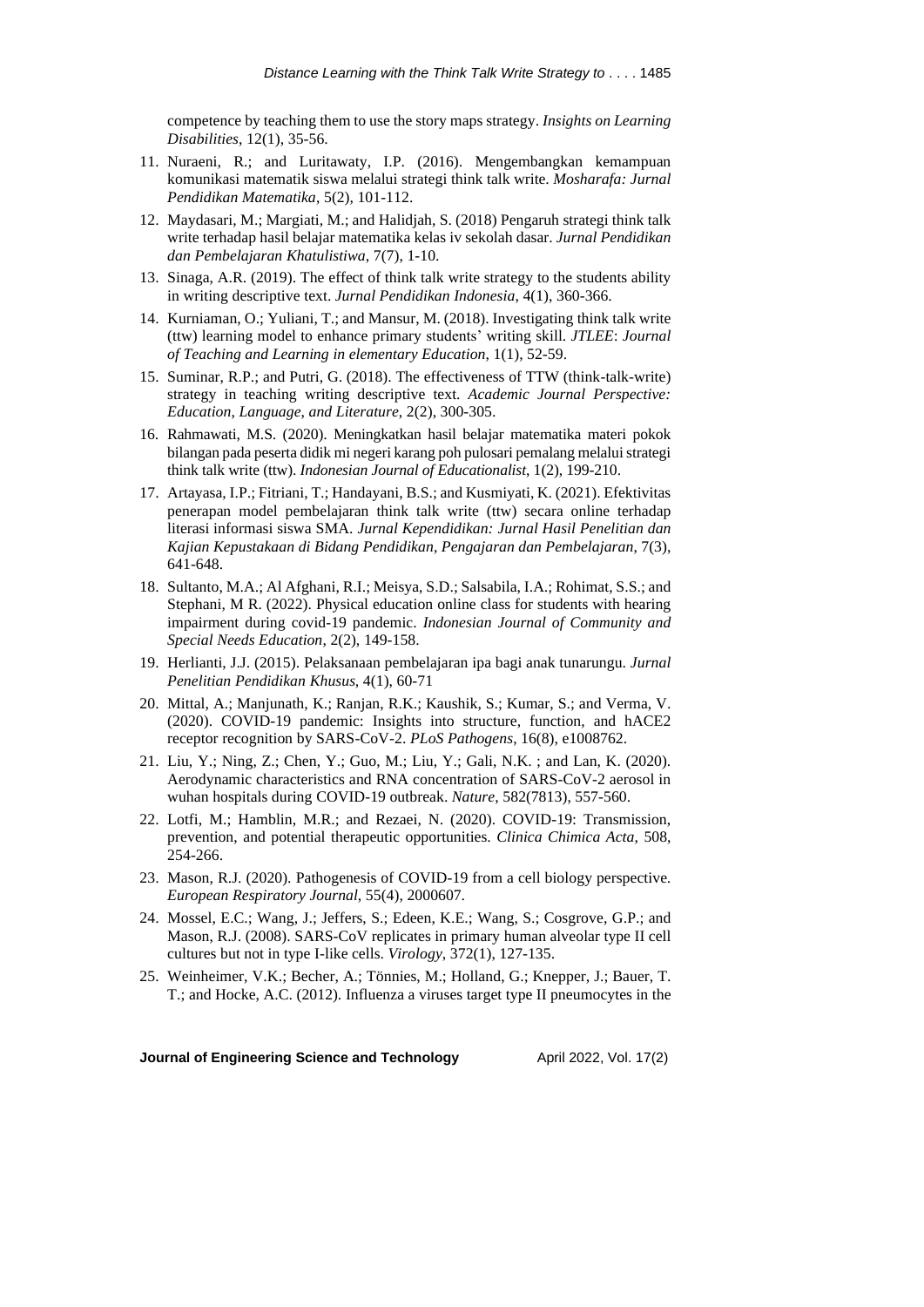competence by teaching them to use the story maps strategy. *Insights on Learning Disabilities*, 12(1), 35-56.

11. Nuraeni, R.; and Luritawaty, I.P. (2016). Mengembangkan kemampuan komunikasi matematik siswa melalui strategi think talk write. *Mosharafa: Jurnal Pendidikan Matematika*, 5(2), 101-112.
12. Maydasari, M.; Margiati, M.; and Halidjah, S. (2018) Pengaruh strategi think talk write terhadap hasil belajar matematika kelas iv sekolah dasar. *Jurnal Pendidikan dan Pembelajaran Khatulistiwa*, 7(7), 1-10.
13. Sinaga, A.R. (2019). The effect of think talk write strategy to the students ability in writing descriptive text. *Jurnal Pendidikan Indonesia*, 4(1), 360-366.
14. Kurniaman, O.; Yuliani, T.; and Mansur, M. (2018). Investigating think talk write (ttw) learning model to enhance primary students' writing skill. *JTLEE*: *Journal of Teaching and Learning in elementary Education*, 1(1), 52-59.
15. Suminar, R.P.; and Putri, G. (2018). The effectiveness of TTW (think-talk-write) strategy in teaching writing descriptive text. *Academic Journal Perspective: Education, Language, and Literature*, 2(2), 300-305.
16. Rahmawati, M.S. (2020). Meningkatkan hasil belajar matematika materi pokok bilangan pada peserta didik mi negeri karang poh pulosari pemalang melalui strategi think talk write (ttw). *Indonesian Journal of Educationalist*, 1(2), 199-210.
17. Artayasa, I.P.; Fitriani, T.; Handayani, B.S.; and Kusmiyati, K. (2021). Efektivitas penerapan model pembelajaran think talk write (ttw) secara online terhadap literasi informasi siswa SMA. *Jurnal Kependidikan: Jurnal Hasil Penelitian dan Kajian Kepustakaan di Bidang Pendidikan, Pengajaran dan Pembelajaran*, 7(3), 641-648.
18. Sultanto, M.A.; Al Afghani, R.I.; Meisya, S.D.; Salsabila, I.A.; Rohimat, S.S.; and Stephani, M R. (2022). Physical education online class for students with hearing impairment during covid-19 pandemic. *Indonesian Journal of Community and Special Needs Education*, 2(2), 149-158.
19. Herlianti, J.J. (2015). Pelaksanaan pembelajaran ipa bagi anak tunarungu. *Jurnal Penelitian Pendidikan Khusus*, 4(1), 60-71
20. Mittal, A.; Manjunath, K.; Ranjan, R.K.; Kaushik, S.; Kumar, S.; and Verma, V. (2020). COVID-19 pandemic: Insights into structure, function, and hACE2 receptor recognition by SARS-CoV-2. *PLoS Pathogens*, 16(8), e1008762.
21. Liu, Y.; Ning, Z.; Chen, Y.; Guo, M.; Liu, Y.; Gali, N.K. ; and Lan, K. (2020). Aerodynamic characteristics and RNA concentration of SARS-CoV-2 aerosol in wuhan hospitals during COVID-19 outbreak. *Nature*, 582(7813), 557-560.
22. Lotfi, M.; Hamblin, M.R.; and Rezaei, N. (2020). COVID-19: Transmission, prevention, and potential therapeutic opportunities. *Clinica Chimica Acta*, 508, 254-266.
23. Mason, R.J. (2020). Pathogenesis of COVID-19 from a cell biology perspective. *European Respiratory Journal*, 55(4), 2000607.
24. Mossel, E.C.; Wang, J.; Jeffers, S.; Edeen, K.E.; Wang, S.; Cosgrove, G.P.; and Mason, R.J. (2008). SARS-CoV replicates in primary human alveolar type II cell cultures but not in type I-like cells. *Virology*, 372(1), 127-135.
25. Weinheimer, V.K.; Becher, A.; Tönnies, M.; Holland, G.; Knepper, J.; Bauer, T. T.; and Hocke, A.C. (2012). Influenza a viruses target type II pneumocytes in the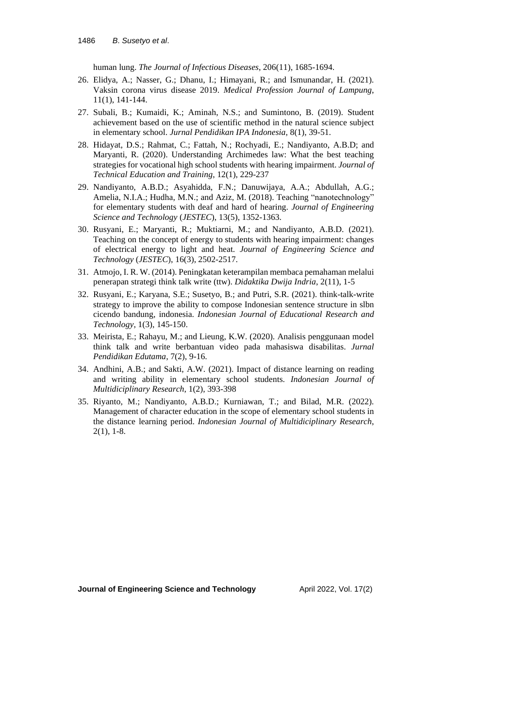human lung. *The Journal of Infectious Diseases*, 206(11), 1685-1694.

26. Elidya, A.; Nasser, G.; Dhanu, I.; Himayani, R.; and Ismunandar, H. (2021). Vaksin corona virus disease 2019. *Medical Profession Journal of Lampung*, 11(1), 141-144.
27. Subali, B.; Kumaidi, K.; Aminah, N.S.; and Sumintono, B. (2019). Student achievement based on the use of scientific method in the natural science subject in elementary school. *Jurnal Pendidikan IPA Indonesia*, 8(1), 39-51.
28. Hidayat, D.S.; Rahmat, C.; Fattah, N.; Rochyadi, E.; Nandiyanto, A.B.D; and Maryanti, R. (2020). Understanding Archimedes law: What the best teaching strategies for vocational high school students with hearing impairment. *Journal of Technical Education and Training*, 12(1), 229-237
29. Nandiyanto, A.B.D.; Asyahidda, F.N.; Danuwijaya, A.A.; Abdullah, A.G.; Amelia, N.I.A.; Hudha, M.N.; and Aziz, M. (2018). Teaching "nanotechnology" for elementary students with deaf and hard of hearing. *Journal of Engineering Science and Technology* (*JESTEC*), 13(5), 1352-1363.
30. Rusyani, E.; Maryanti, R.; Muktiarni, M.; and Nandiyanto, A.B.D. (2021). Teaching on the concept of energy to students with hearing impairment: changes of electrical energy to light and heat. *Journal of Engineering Science and Technology* (*JESTEC*), 16(3), 2502-2517.
31. Atmojo, I. R. W. (2014). Peningkatan keterampilan membaca pemahaman melalui penerapan strategi think talk write (ttw). *Didaktika Dwija Indria*, 2(11), 1-5
32. Rusyani, E.; Karyana, S.E.; Susetyo, B.; and Putri, S.R. (2021). think-talk-write strategy to improve the ability to compose Indonesian sentence structure in slbn cicendo bandung, indonesia. *Indonesian Journal of Educational Research and Technology*, 1(3), 145-150.
33. Meirista, E.; Rahayu, M.; and Lieung, K.W. (2020). Analisis penggunaan model think talk and write berbantuan video pada mahasiswa disabilitas. *Jurnal Pendidikan Edutama*, 7(2), 9-16.
34. Andhini, A.B.; and Sakti, A.W. (2021). Impact of distance learning on reading and writing ability in elementary school students. *Indonesian Journal of Multidiciplinary Research*, 1(2), 393-398
35. Riyanto, M.; Nandiyanto, A.B.D.; Kurniawan, T.; and Bilad, M.R. (2022). Management of character education in the scope of elementary school students in the distance learning period. *Indonesian Journal of Multidiciplinary Research*, 2(1), 1-8.